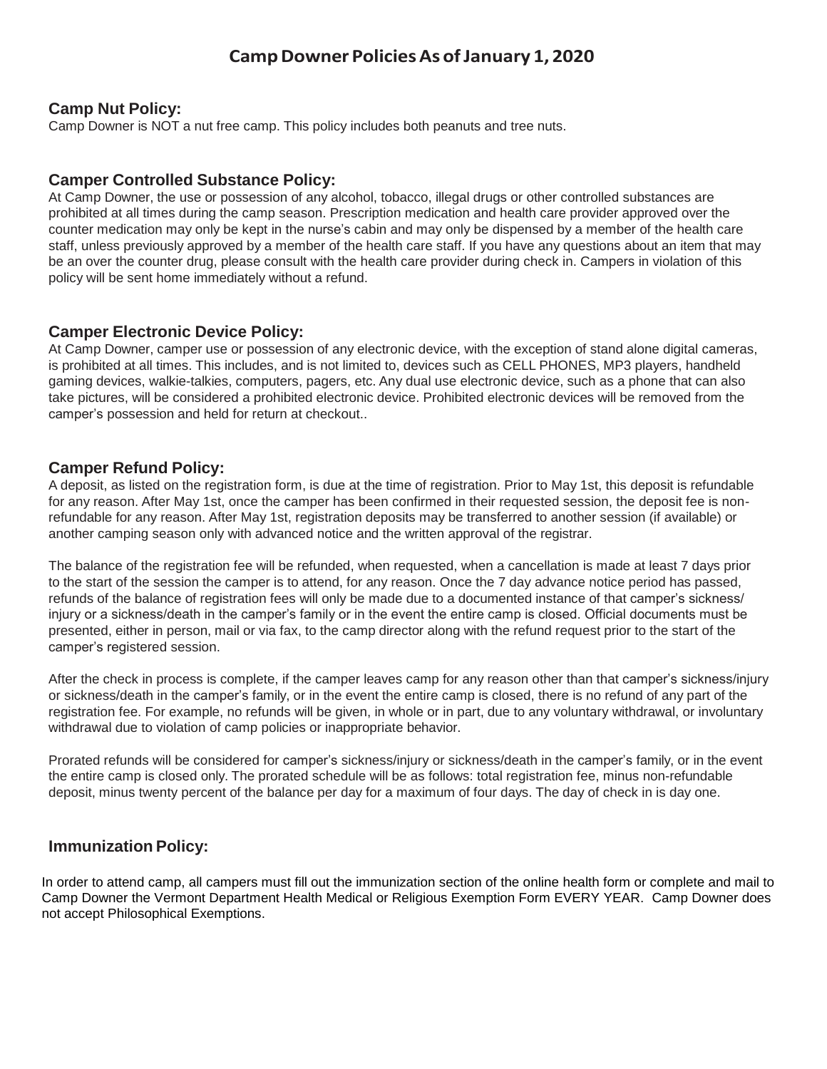# Camp Downer Policies As of January 1, 2020

## Camp Nut Policy:

Camp Downer is NOT a nut free camp. This policy includes both peanuts and tree nuts.

## Camper Controlled Substance Policy:

At Camp Downer, the use or possession of any alcohol, tobacco, illegal drugs or other controlled substances are prohibited at all times during the camp season. Prescription medication and health care provider approved over the counter medication may only be kept in the nurse's cabin and may only be dispensed by a member of the health care staff, unless previously approved by a member of the health care staff. If you have any questions about an item that may be an over the counter drug, please consult with the health care provider during check in. Campers in violation of this policy will be sent home immediately without a refund.

## Camper Electronic Device Policy:

At Camp Downer, camper use or possession of any electronic device, with the exception of stand alone digital cameras, is prohibited at all times. This includes, and is not limited to, devices such as CELL PHONES, MP3 players, handheld gaming devices, walkie-talkies, computers, pagers, etc. Any dual use electronic device, such as a phone that can also take pictures, will be considered a prohibited electronic device. Prohibited electronic devices will be removed from the camper's possession and held for return at checkout..

## Camper Refund Policy:

A deposit, as listed on the registration form, is due at the time of registration. Prior to May 1st, this deposit is refundable for any reason. After May 1st, once the camper has been confirmed in their requested session, the deposit fee is non-refundable for any reason. After May 1st, registration deposits may be transferred to another session (if available) or another camping season only with advanced notice and the written approval of the registrar.

The balance of the registration fee will be refunded, when requested, when a cancellation is made at least 7 days prior to the start of the session the camper is to attend, for any reason. Once the 7 day advance notice period has passed, refunds of the balance of registration fees will only be made due to a documented instance of that camper's sickness/ injury or a sickness/death in the camper's family or in the event the entire camp is closed. Official documents must be presented, either in person, mail or via fax, to the camp director along with the refund request prior to the start of the camper's registered session.

After the check in process is complete, if the camper leaves camp for any reason other than that camper's sickness/injury or sickness/death in the camper's family, or in the event the entire camp is closed, there is no refund of any part of the registration fee. For example, no refunds will be given, in whole or in part, due to any voluntary withdrawal, or involuntary withdrawal due to violation of camp policies or inappropriate behavior.

Prorated refunds will be considered for camper's sickness/injury or sickness/death in the camper's family, or in the event the entire camp is closed only. The prorated schedule will be as follows: total registration fee, minus non-refundable deposit, minus twenty percent of the balance per day for a maximum of four days. The day of check in is day one.

## Immunization Policy:

In order to attend camp, all campers must fill out the immunization section of the online health form or complete and mail to Camp Downer the Vermont Department Health Medical or Religious Exemption Form EVERY YEAR. Camp Downer does not accept Philosophical Exemptions.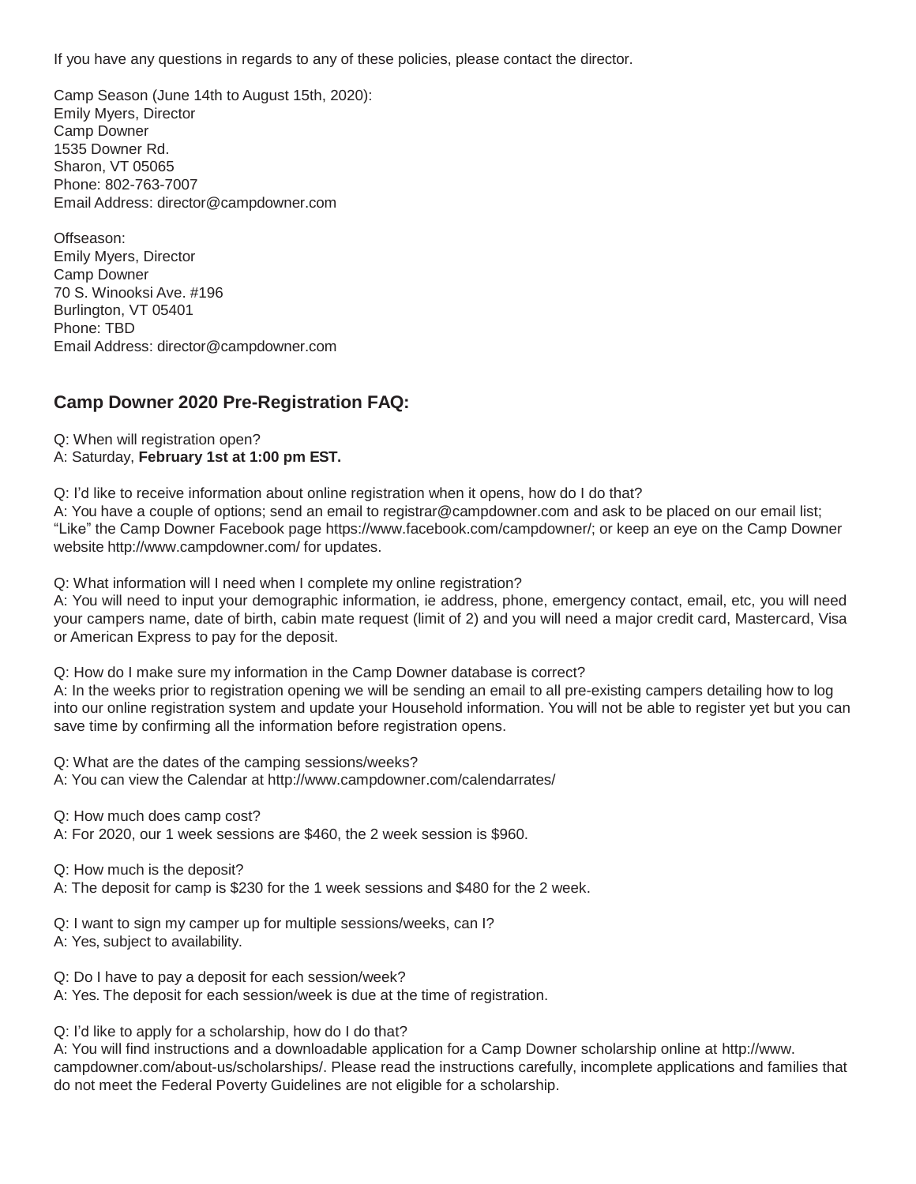If you have any questions in regards to any of these policies, please contact the director.

Camp Season (June 14th to August 15th, 2020):
Emily Myers, Director
Camp Downer
1535 Downer Rd.
Sharon, VT 05065
Phone: 802-763-7007
Email Address: director@campdowner.com

Offseason:
Emily Myers, Director
Camp Downer
70 S. Winooksi Ave. #196
Burlington, VT 05401
Phone: TBD
Email Address: director@campdowner.com

## Camp Downer 2020 Pre-Registration FAQ:

Q: When will registration open?
A: Saturday, **February 1st at 1:00 pm EST.**

Q: I'd like to receive information about online registration when it opens, how do I do that?
A: You have a couple of options; send an email to registrar@campdowner.com and ask to be placed on our email list; "Like" the Camp Downer Facebook page https://www.facebook.com/campdowner/; or keep an eye on the Camp Downer website http://www.campdowner.com/ for updates.

Q: What information will I need when I complete my online registration?
A: You will need to input your demographic information, ie address, phone, emergency contact, email, etc, you will need your campers name, date of birth, cabin mate request (limit of 2) and you will need a major credit card, Mastercard, Visa or American Express to pay for the deposit.

Q: How do I make sure my information in the Camp Downer database is correct?
A: In the weeks prior to registration opening we will be sending an email to all pre-existing campers detailing how to log into our online registration system and update your Household information. You will not be able to register yet but you can save time by confirming all the information before registration opens.

Q: What are the dates of the camping sessions/weeks?
A: You can view the Calendar at http://www.campdowner.com/calendarrates/

Q: How much does camp cost?
A: For 2020, our 1 week sessions are $460, the 2 week session is $960.

Q: How much is the deposit?
A: The deposit for camp is $230 for the 1 week sessions and $480 for the 2 week.

Q: I want to sign my camper up for multiple sessions/weeks, can I?
A: Yes, subject to availability.

Q: Do I have to pay a deposit for each session/week?
A: Yes. The deposit for each session/week is due at the time of registration.

Q: I'd like to apply for a scholarship, how do I do that?
A: You will find instructions and a downloadable application for a Camp Downer scholarship online at http://www.campdowner.com/about-us/scholarships/. Please read the instructions carefully, incomplete applications and families that do not meet the Federal Poverty Guidelines are not eligible for a scholarship.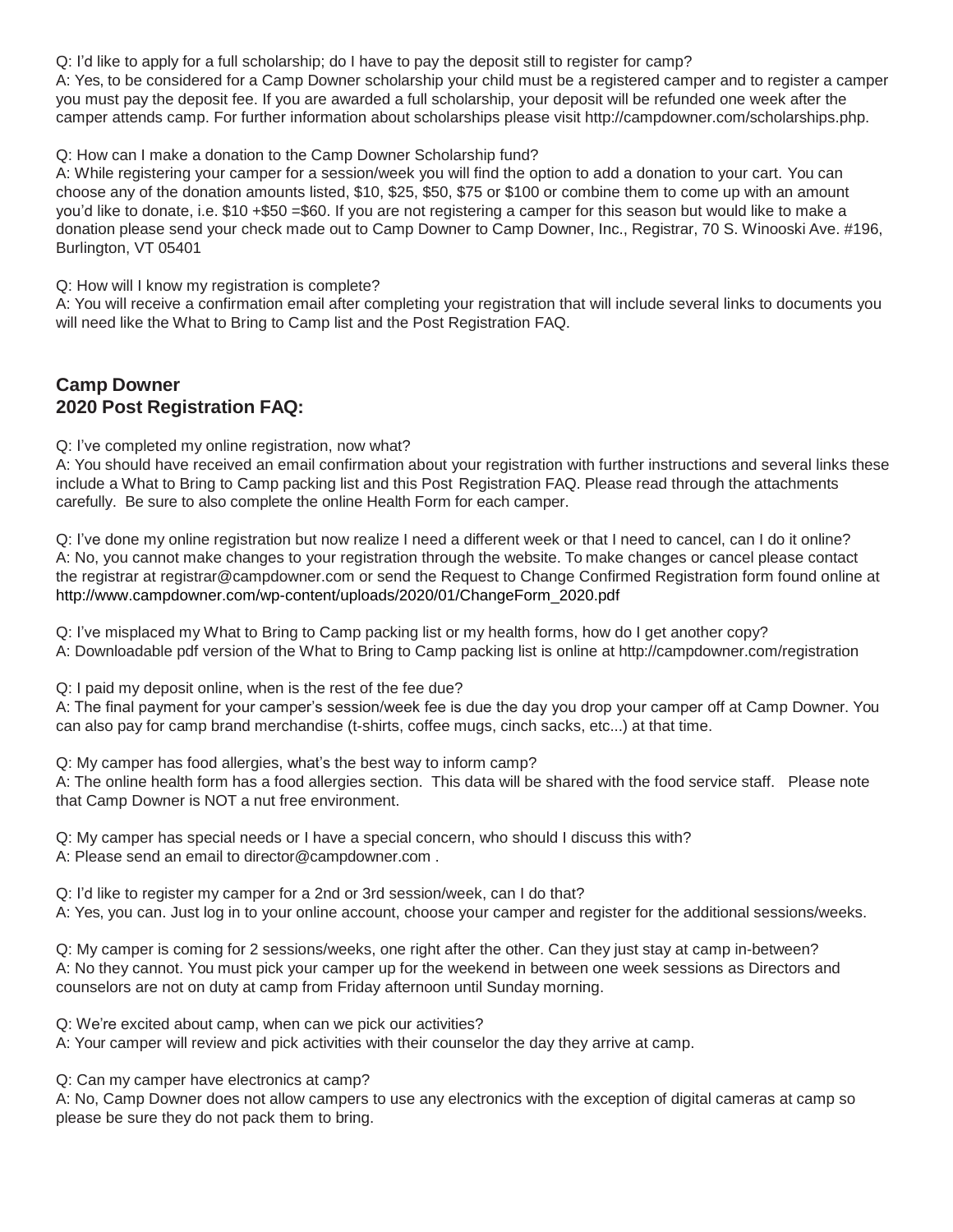Q: I'd like to apply for a full scholarship; do I have to pay the deposit still to register for camp?
A: Yes, to be considered for a Camp Downer scholarship your child must be a registered camper and to register a camper you must pay the deposit fee. If you are awarded a full scholarship, your deposit will be refunded one week after the camper attends camp. For further information about scholarships please visit http://campdowner.com/scholarships.php.

Q: How can I make a donation to the Camp Downer Scholarship fund?
A: While registering your camper for a session/week you will find the option to add a donation to your cart. You can choose any of the donation amounts listed, $10, $25, $50, $75 or $100 or combine them to come up with an amount you'd like to donate, i.e. $10 +$50 =$60. If you are not registering a camper for this season but would like to make a donation please send your check made out to Camp Downer to Camp Downer, Inc., Registrar, 70 S. Winooski Ave. #196, Burlington, VT 05401

Q: How will I know my registration is complete?
A: You will receive a confirmation email after completing your registration that will include several links to documents you will need like the What to Bring to Camp list and the Post Registration FAQ.

## Camp Downer
## 2020 Post Registration FAQ:

Q: I've completed my online registration, now what?
A: You should have received an email confirmation about your registration with further instructions and several links these include a What to Bring to Camp packing list and this Post Registration FAQ. Please read through the attachments carefully. Be sure to also complete the online Health Form for each camper.

Q: I've done my online registration but now realize I need a different week or that I need to cancel, can I do it online?
A: No, you cannot make changes to your registration through the website. To make changes or cancel please contact the registrar at registrar@campdowner.com or send the Request to Change Confirmed Registration form found online at http://www.campdowner.com/wp-content/uploads/2020/01/ChangeForm_2020.pdf

Q: I've misplaced my What to Bring to Camp packing list or my health forms, how do I get another copy?
A: Downloadable pdf version of the What to Bring to Camp packing list is online at http://campdowner.com/registration

Q: I paid my deposit online, when is the rest of the fee due?
A: The final payment for your camper's session/week fee is due the day you drop your camper off at Camp Downer. You can also pay for camp brand merchandise (t-shirts, coffee mugs, cinch sacks, etc...) at that time.

Q: My camper has food allergies, what's the best way to inform camp?
A: The online health form has a food allergies section. This data will be shared with the food service staff. Please note that Camp Downer is NOT a nut free environment.

Q: My camper has special needs or I have a special concern, who should I discuss this with?
A: Please send an email to director@campdowner.com .

Q: I'd like to register my camper for a 2nd or 3rd session/week, can I do that?
A: Yes, you can. Just log in to your online account, choose your camper and register for the additional sessions/weeks.

Q: My camper is coming for 2 sessions/weeks, one right after the other. Can they just stay at camp in-between?
A: No they cannot. You must pick your camper up for the weekend in between one week sessions as Directors and counselors are not on duty at camp from Friday afternoon until Sunday morning.

Q: We're excited about camp, when can we pick our activities?
A: Your camper will review and pick activities with their counselor the day they arrive at camp.

Q: Can my camper have electronics at camp?
A: No, Camp Downer does not allow campers to use any electronics with the exception of digital cameras at camp so please be sure they do not pack them to bring.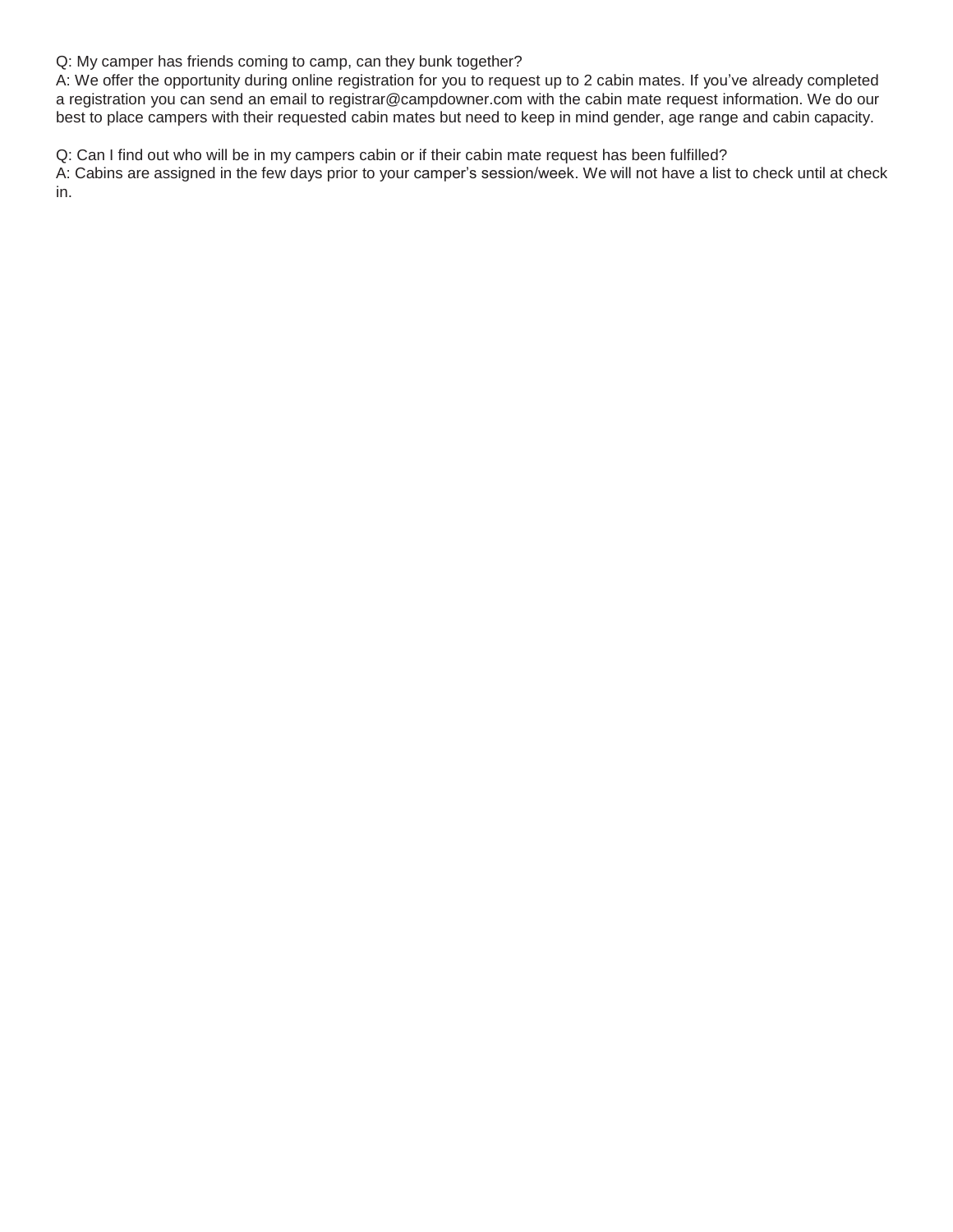Q: My camper has friends coming to camp, can they bunk together?
A: We offer the opportunity during online registration for you to request up to 2 cabin mates. If you've already completed a registration you can send an email to registrar@campdowner.com with the cabin mate request information. We do our best to place campers with their requested cabin mates but need to keep in mind gender, age range and cabin capacity.

Q: Can I find out who will be in my campers cabin or if their cabin mate request has been fulfilled?
A: Cabins are assigned in the few days prior to your camper's session/week. We will not have a list to check until at check in.